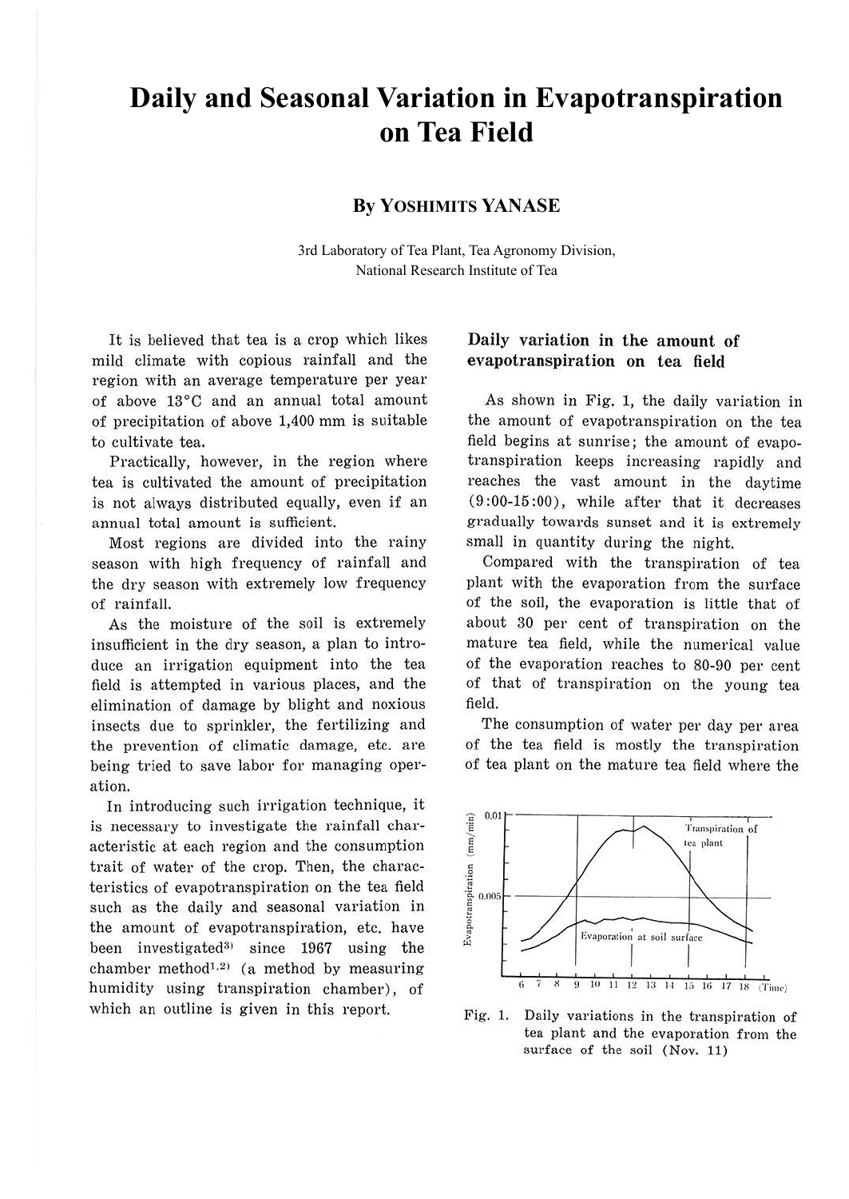# Daily and Seasonal Variation in Evapotranspiration on Tea Field

**By YOSHIMITS YANASE**

3rd Laboratory of Tea Plant, Tea Agronomy Division, National Research Institute of Tea

It is believed that tea is a crop which likes mild climate with copious rainfall and the region with an average temperature per year of above 13°C and an annual total amount of precipitation of above 1,400 mm is suitable to cultivate tea.

Practically, however, in the region where tea is cultivated the amount of precipitation is not always distributed equally, even if an annual total amount is sufficient.

Most regions are divided into the rainy season with high frequency of rainfall and the dry season with extremely low frequency of rainfall.

As the moisture of the soil is extremely insufficient in the dry season, a plan to introduce an irrigation equipment into the tea field is attempted in various places, and the elimination of damage by blight and noxious insects due to sprinkler, the fertilizing and the prevention of climatic damage, etc. are being tried to save labor for managing operation.

In introducing such irrigation technique, it is necessary to investigate the rainfall characteristic at each region and the consumption trait of water of the crop. Then, the characteristics of evapotranspiration on the tea field such as the daily and seasonal variation in the amount of evapotranspiration, etc. have been investigated[3] since 1967 using the chamber method[1,2] (a method by measuring humidity using transpiration chamber), of which an outline is given in this report.

## Daily variation in the amount of evapotranspiration on tea field

As shown in Fig. 1, the daily variation in the amount of evapotranspiration on the tea field begins at sunrise; the amount of evapotranspiration keeps increasing rapidly and reaches the vast amount in the daytime (9:00-15:00), while after that it decreases gradually towards sunset and it is extremely small in quantity during the night.

Compared with the transpiration of tea plant with the evaporation from the surface of the soil, the evaporation is little that of about 30 per cent of transpiration on the mature tea field, while the numerical value of the evaporation reaches to 80-90 per cent of that of transpiration on the young tea field.

The consumption of water per day per area of the tea field is mostly the transpiration of tea plant on the mature tea field where the

Fig. 1. Daily variations in the transpiration of tea plant and the evaporation from the surface of the soil (Nov. 11)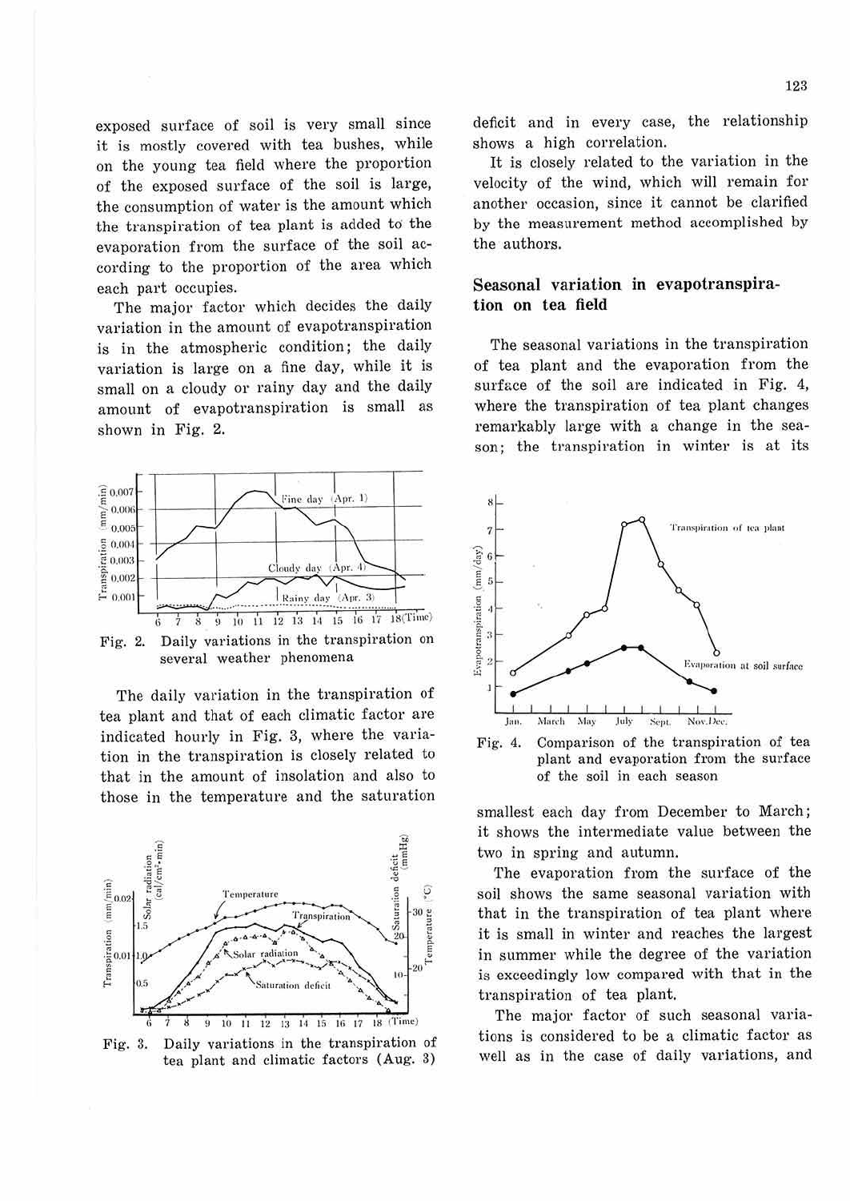exposed surface of soil is very small since it is mostly covered with tea bushes, while on the young tea field where the proportion of the exposed surface of the soil is large, the consumption of water is the amount which the transpiration of tea plant is added to the evaporation from the surface of the soil according to the proportion of the area which each part occupies.

The major factor which decides the daily variation in the amount of evapotranspiration is in the atmospheric condition; the daily variation is large on a fine day, while it is small on a cloudy or rainy day and the daily amount of evapotranspiration is small as shown in Fig. 2.

Fig. 2. Daily variations in the transpiration on several weather phenomena

The daily variation in the transpiration of tea plant and that of each climatic factor are indicated hourly in Fig. 3, where the variation in the transpiration is closely related to that in the amount of insolation and also to those in the temperature and the saturation deficit and in every case, the relationship shows a high correlation.

Fig. 3. Daily variations in the transpiration of tea plant and climatic factors (Aug. 3)

It is closely related to the variation in the velocity of the wind, which will remain for another occasion, since it cannot be clarified by the measurement method accomplished by the authors.

## Seasonal variation in evapotranspiration on tea field

The seasonal variations in the transpiration of tea plant and the evaporation from the surface of the soil are indicated in Fig. 4, where the transpiration of tea plant changes remarkably large with a change in the season; the transpiration in winter is at its smallest each day from December to March; it shows the intermediate value between the two in spring and autumn.

Fig. 4. Comparison of the transpiration of tea plant and evaporation from the surface of the soil in each season

The evaporation from the surface of the soil shows the same seasonal variation with that in the transpiration of tea plant where it is small in winter and reaches the largest in summer while the degree of the variation is exceedingly low compared with that in the transpiration of tea plant.

The major factor of such seasonal variations is considered to be a climatic factor as well as in the case of daily variations, and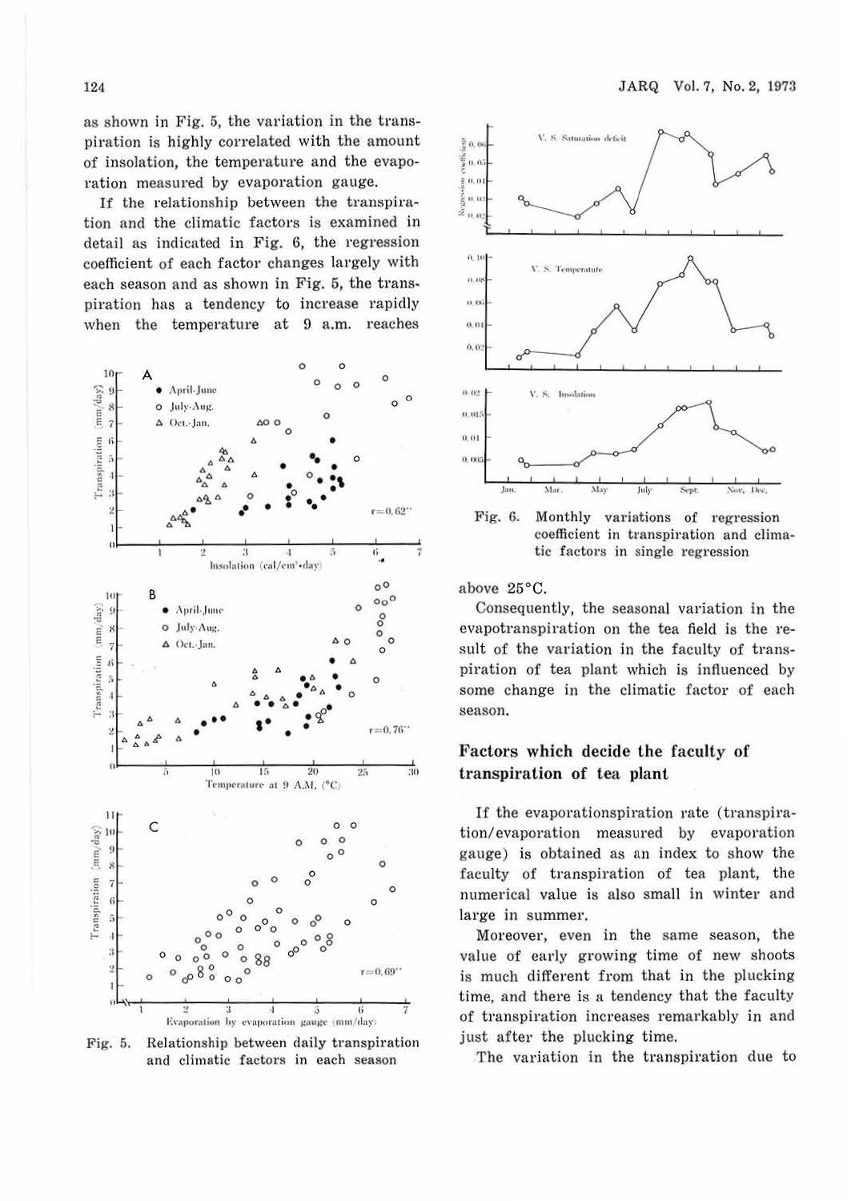as shown in Fig. 5, the variation in the transpiration is highly correlated with the amount of insolation, the temperature and the evaporation measured by evaporation gauge.

If the relationship between the transpiration and the climatic factors is examined in detail as indicated in Fig. 6, the regression coefficient of each factor changes largely with each season and as shown in Fig. 5, the transpiration has a tendency to increase rapidly when the temperature at 9 a.m. reaches above 25°C.

Fig. 5. Relationship between daily transpiration and climatic factors in each season

Fig. 6. Monthly variations of regression coefficient in transpiration and climatic factors in single regression

Consequently, the seasonal variation in the evapotranspiration on the tea field is the result of the variation in the faculty of transpiration of tea plant which is influenced by some change in the climatic factor of each season.

## Factors which decide the faculty of transpiration of tea plant

If the evaporationspiration rate (transpiration/evaporation measured by evaporation gauge) is obtained as an index to show the faculty of transpiration of tea plant, the numerical value is also small in winter and large in summer.

Moreover, even in the same season, the value of early growing time of new shoots is much different from that in the plucking time, and there is a tendency that the faculty of transpiration increases remarkably in and just after the plucking time.

The variation in the transpiration due to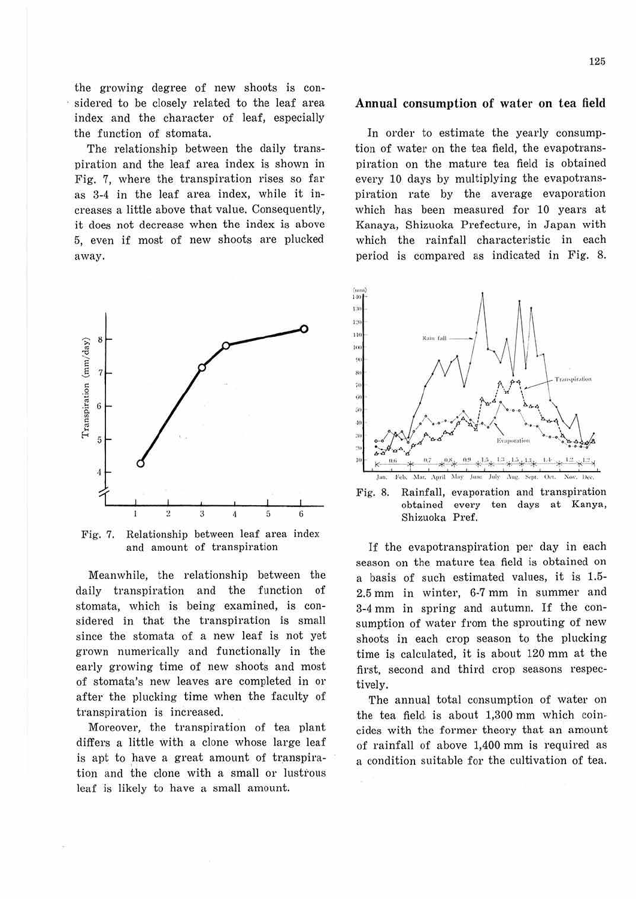the growing degree of new shoots is considered to be closely related to the leaf area index and the character of leaf, especially the function of stomata.

The relationship between the daily transpiration and the leaf area index is shown in Fig. 7, where the transpiration rises so far as 3-4 in the leaf area index, while it increases a little above that value. Consequently, it does not decrease when the index is above 5, even if most of new shoots are plucked away.

Transpiration (mm/day)
8
7
6
5
4
1 2 3 4 5 6

Fig. 7. Relationship between leaf area index and amount of transpiration

Meanwhile, the relationship between the daily transpiration and the function of stomata, which is being examined, is considered in that the transpiration is small since the stomata of a new leaf is not yet grown numerically and functionally in the early growing time of new shoots and most of stomata's new leaves are completed in or after the plucking time when the faculty of transpiration is increased.

Moreover, the transpiration of tea plant differs a little with a clone whose large leaf is apt to have a great amount of transpiration and the clone with a small or lustrous leaf is likely to have a small amount.

## Annual consumption of water on tea field

In order to estimate the yearly consumption of water on the tea field, the evapotranspiration on the mature tea field is obtained every 10 days by multiplying the evapotranspiration rate by the average evaporation which has been measured for 10 years at Kanaya, Shizuoka Prefecture, in Japan with which the rainfall characteristic in each period is compared as indicated in Fig. 8.

(mm)
140
130
120
110
100
90
80
70
60
50
40
30
20
10
Rain fall
Transpiration
Evaporation
0.6 0.7 0.8 0.9 1.5 1.3 1.5 1.3 1.4 1.2 1.2
Jan. Feb. Mar. April May June July Aug. Sept. Oct. Nov. Dec.

Fig. 8. Rainfall, evaporation and transpiration obtained every ten days at Kanya, Shizuoka Pref.

If the evapotranspiration per day in each season on the mature tea field is obtained on a basis of such estimated values, it is 1.5-2.5 mm in winter, 6-7 mm in summer and 3-4 mm in spring and autumn. If the consumption of water from the sprouting of new shoots in each crop season to the plucking time is calculated, it is about 120 mm at the first, second and third crop seasons respectively.

The annual total consumption of water on the tea field is about 1,300 mm which coincides with the former theory that an amount of rainfall of above 1,400 mm is required as a condition suitable for the cultivation of tea.